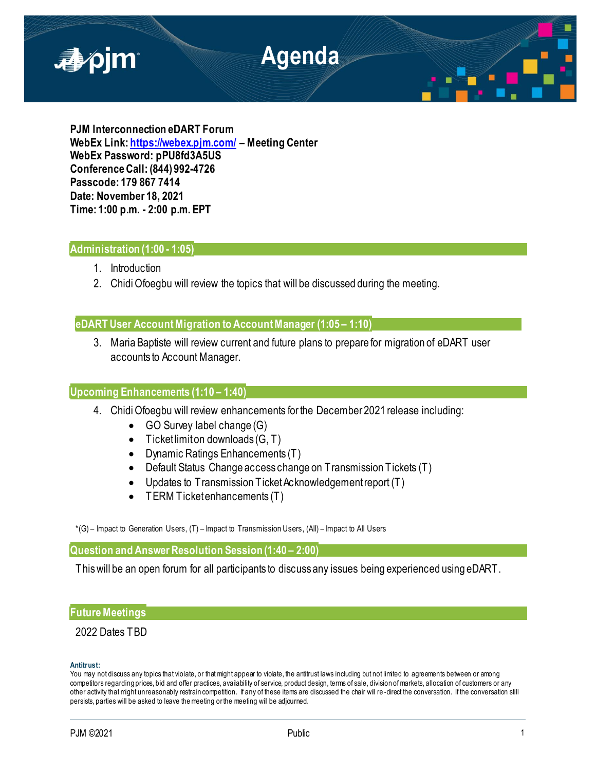# Agenda

**PJM Interconnection eDART Forum**
**WebEx Link: [https://webex.pjm.com/](https://webex.pjm.com/) – Meeting Center**
**WebEx Password: pPU8fd3A5US**
**Conference Call: (844) 992-4726**
**Passcode: 179 867 7414**
**Date: November 18, 2021**
**Time: 1:00 p.m. - 2:00 p.m. EPT**

## Administration (1:00 - 1:05)

1. Introduction
2. Chidi Ofoegbu will review the topics that will be discussed during the meeting.

## eDART User Account Migration to Account Manager (1:05 – 1:10)

3. Maria Baptiste will review current and future plans to prepare for migration of eDART user accounts to Account Manager.

## Upcoming Enhancements (1:10 – 1:40)

4. Chidi Ofoegbu will review enhancements for the December 2021 release including:
   - GO Survey label change (G)
   - Ticket limit on downloads (G, T)
   - Dynamic Ratings Enhancements (T)
   - Default Status Change access change on Transmission Tickets (T)
   - Updates to Transmission Ticket Acknowledgement report (T)
   - TERM Ticket enhancements (T)

*(G) – Impact to Generation Users, (T) – Impact to Transmission Users, (All) – Impact to All Users

## Question and Answer Resolution Session (1:40 – 2:00)

This will be an open forum for all participants to discuss any issues being experienced using eDART.

## Future Meetings

2022 Dates TBD

**Antitrust:**
You may not discuss any topics that violate, or that might appear to violate, the antitrust laws including but not limited to agreements between or among competitors regarding prices, bid and offer practices, availability of service, product design, terms of sale, division of markets, allocation of customers or any other activity that might unreasonably restrain competition. If any of these items are discussed the chair will re-direct the conversation. If the conversation still persists, parties will be asked to leave the meeting or the meeting will be adjourned.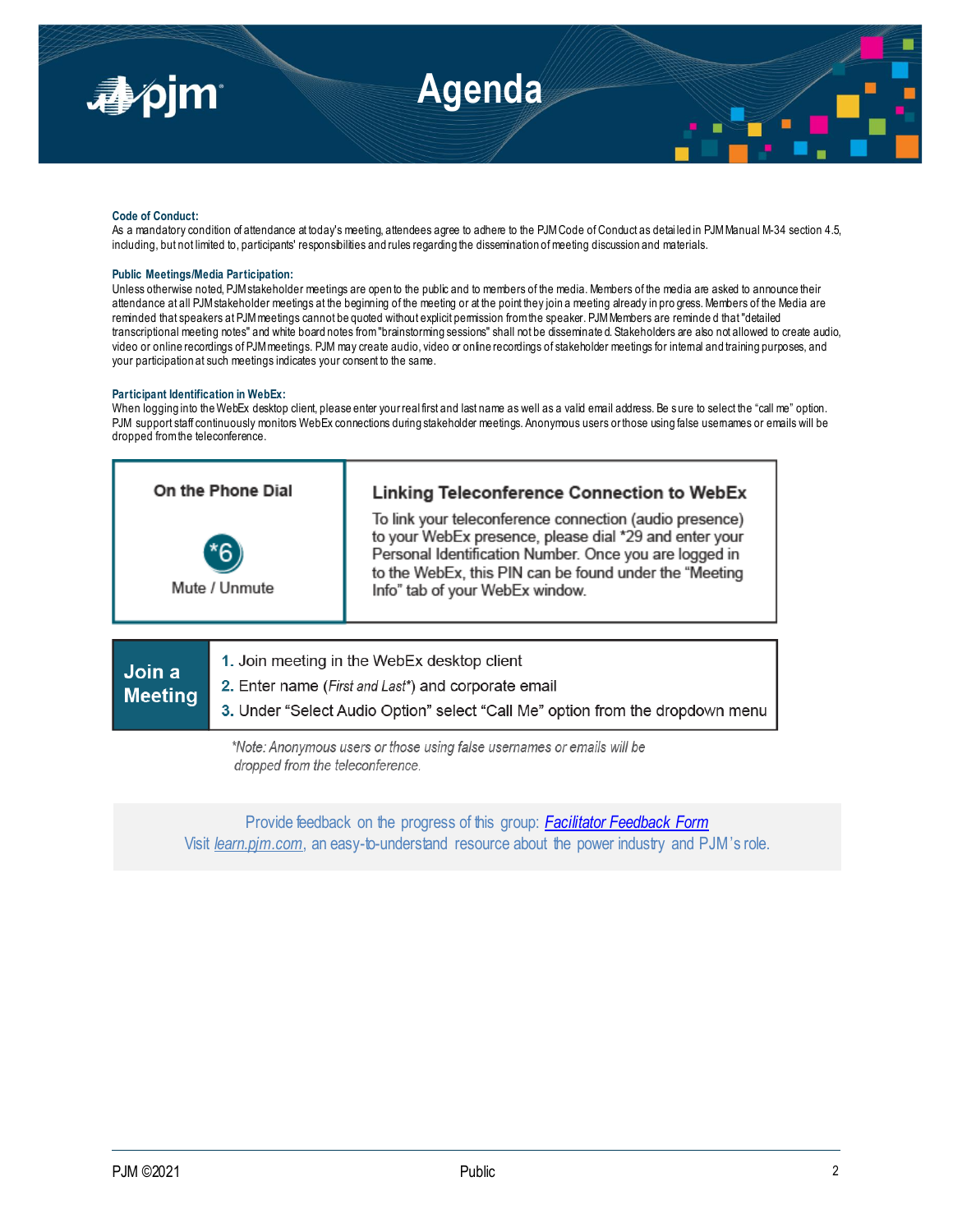# Agenda

**Code of Conduct:**
As a mandatory condition of attendance at today's meeting, attendees agree to adhere to the PJM Code of Conduct as detailed in PJM Manual M-34 section 4.5, including, but not limited to, participants' responsibilities and rules regarding the dissemination of meeting discussion and materials.

**Public Meetings/Media Participation:**
Unless otherwise noted, PJM stakeholder meetings are open to the public and to members of the media. Members of the media are asked to announce their attendance at all PJM stakeholder meetings at the beginning of the meeting or at the point they join a meeting already in progress. Members of the Media are reminded that speakers at PJM meetings cannot be quoted without explicit permission from the speaker. PJM Members are reminded that "detailed transcriptional meeting notes" and white board notes from "brainstorming sessions" shall not be disseminated. Stakeholders are also not allowed to create audio, video or online recordings of PJM meetings. PJM may create audio, video or online recordings of stakeholder meetings for internal and training purposes, and your participation at such meetings indicates your consent to the same.

**Participant Identification in WebEx:**
When logging into the WebEx desktop client, please enter your real first and last name as well as a valid email address. Be sure to select the "call me" option. PJM support staff continuously monitors WebEx connections during stakeholder meetings. Anonymous users or those using false usernames or emails will be dropped from the teleconference.

| On the Phone Dial | Linking Teleconference Connection to WebEx |
| --- | --- |
| *6 Mute / Unmute | To link your teleconference connection (audio presence) to your WebEx presence, please dial *29 and enter your Personal Identification Number. Once you are logged in to the WebEx, this PIN can be found under the "Meeting Info" tab of your WebEx window. |

**Join a Meeting**

1. Join meeting in the WebEx desktop client
2. Enter name (*First and Last**) and corporate email
3. Under "Select Audio Option" select "Call Me" option from the dropdown menu

*\*Note: Anonymous users or those using false usernames or emails will be dropped from the teleconference.*

Provide feedback on the progress of this group: *Facilitator Feedback Form*
Visit *learn.pjm.com*, an easy-to-understand resource about the power industry and PJM's role.